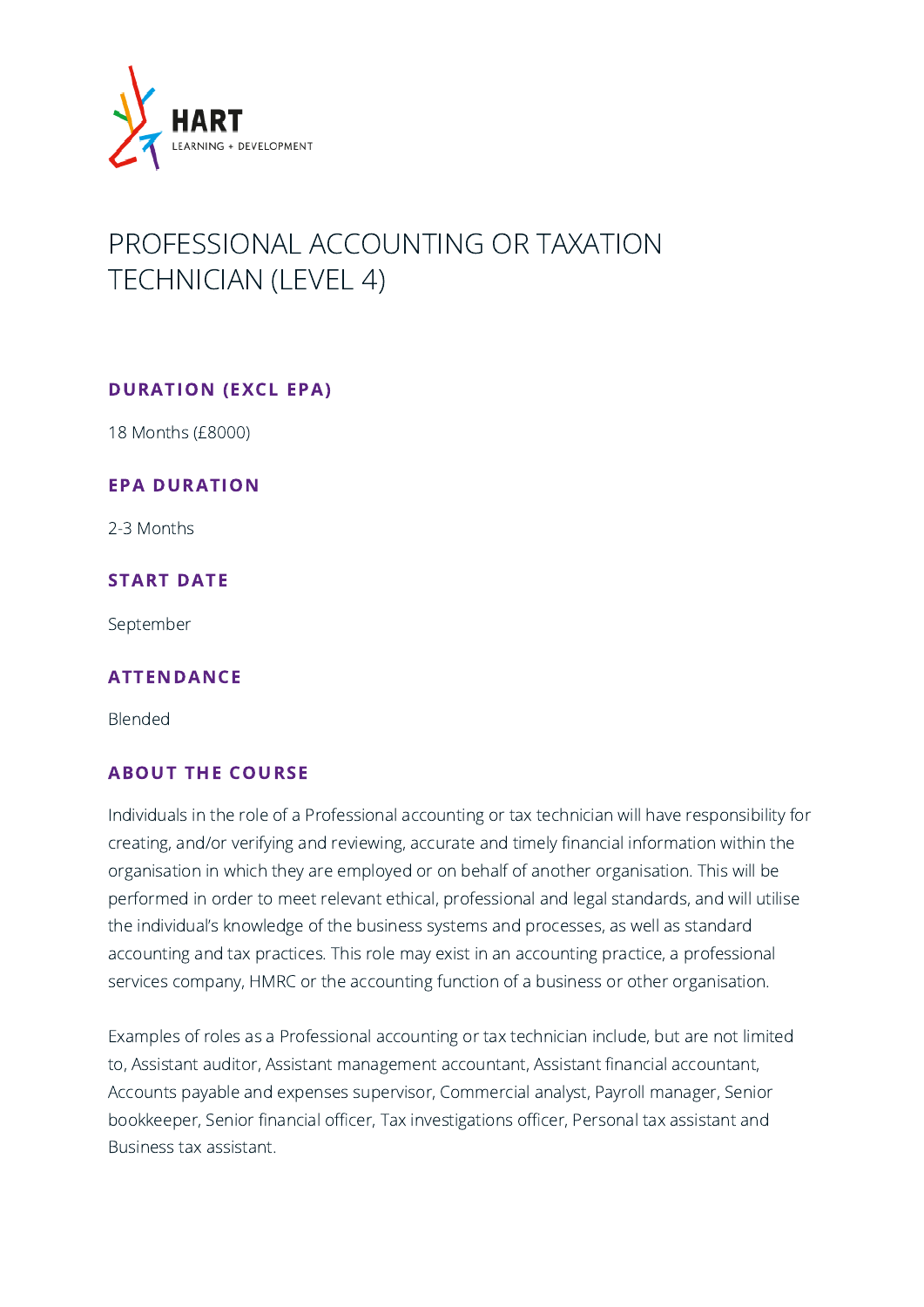HART
LEARNING + DEVELOPMENT

# PROFESSIONAL ACCOUNTING OR TAXATION TECHNICIAN (LEVEL 4)

## DURATION (EXCL EPA)

18 Months (£8000)

## EPA DURATION

2-3 Months

## START DATE

September

## ATTENDANCE

Blended

## ABOUT THE COURSE

Individuals in the role of a Professional accounting or tax technician will have responsibility for creating, and/or verifying and reviewing, accurate and timely financial information within the organisation in which they are employed or on behalf of another organisation. This will be performed in order to meet relevant ethical, professional and legal standards, and will utilise the individual's knowledge of the business systems and processes, as well as standard accounting and tax practices. This role may exist in an accounting practice, a professional services company, HMRC or the accounting function of a business or other organisation.

Examples of roles as a Professional accounting or tax technician include, but are not limited to, Assistant auditor, Assistant management accountant, Assistant financial accountant, Accounts payable and expenses supervisor, Commercial analyst, Payroll manager, Senior bookkeeper, Senior financial officer, Tax investigations officer, Personal tax assistant and Business tax assistant.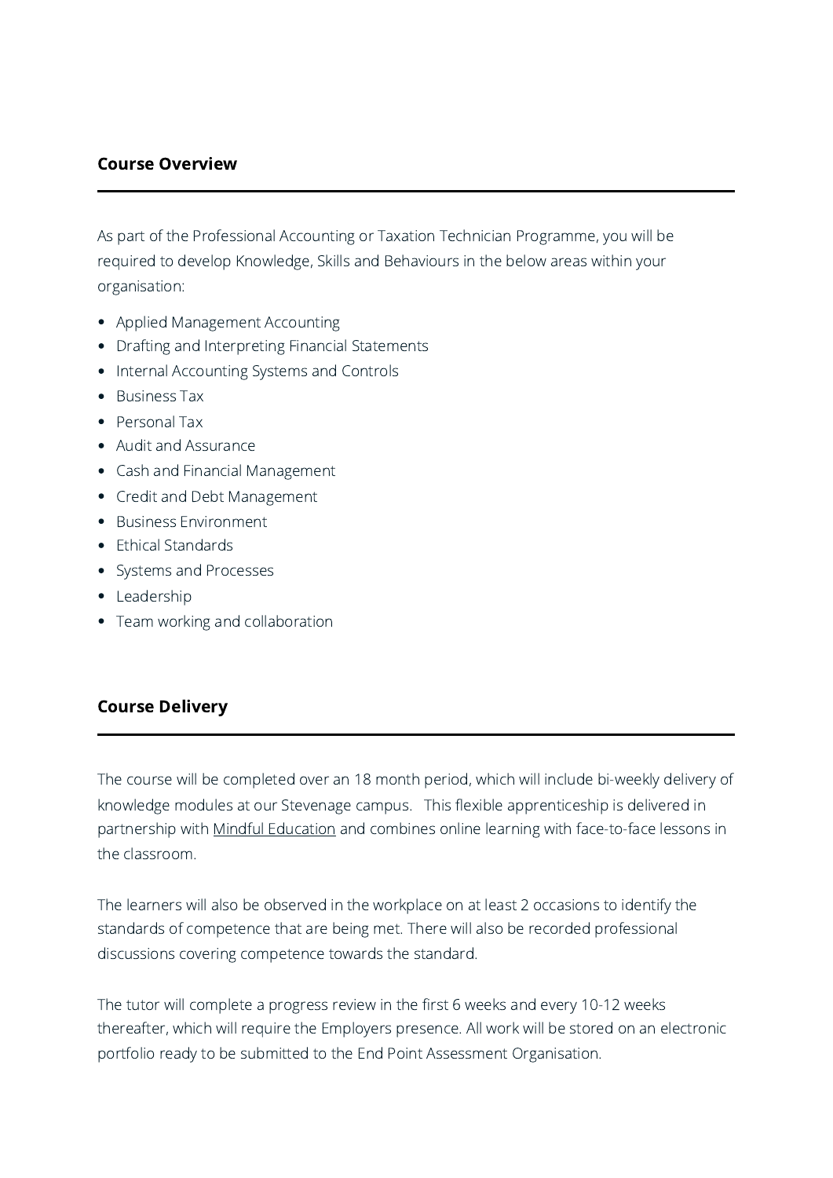## Course Overview

As part of the Professional Accounting or Taxation Technician Programme, you will be required to develop Knowledge, Skills and Behaviours in the below areas within your organisation:

- Applied Management Accounting
- Drafting and Interpreting Financial Statements
- Internal Accounting Systems and Controls
- Business Tax
- Personal Tax
- Audit and Assurance
- Cash and Financial Management
- Credit and Debt Management
- Business Environment
- Ethical Standards
- Systems and Processes
- Leadership
- Team working and collaboration

## Course Delivery

The course will be completed over an 18 month period, which will include bi-weekly delivery of knowledge modules at our Stevenage campus. This flexible apprenticeship is delivered in partnership with Mindful Education and combines online learning with face-to-face lessons in the classroom.

The learners will also be observed in the workplace on at least 2 occasions to identify the standards of competence that are being met. There will also be recorded professional discussions covering competence towards the standard.

The tutor will complete a progress review in the first 6 weeks and every 10-12 weeks thereafter, which will require the Employers presence. All work will be stored on an electronic portfolio ready to be submitted to the End Point Assessment Organisation.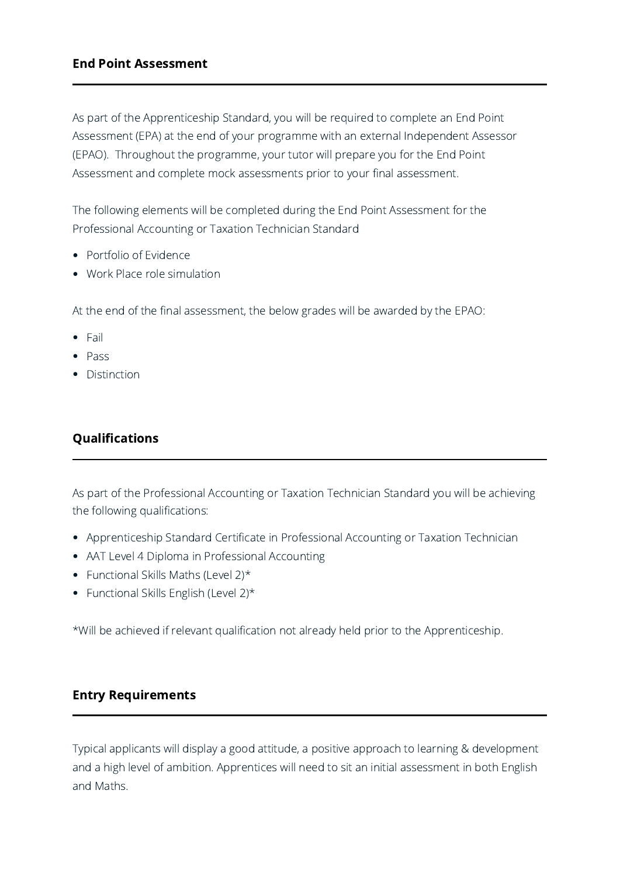## End Point Assessment

As part of the Apprenticeship Standard, you will be required to complete an End Point Assessment (EPA) at the end of your programme with an external Independent Assessor (EPAO). Throughout the programme, your tutor will prepare you for the End Point Assessment and complete mock assessments prior to your final assessment.

The following elements will be completed during the End Point Assessment for the Professional Accounting or Taxation Technician Standard

- Portfolio of Evidence
- Work Place role simulation

At the end of the final assessment, the below grades will be awarded by the EPAO:

- Fail
- Pass
- Distinction

## Qualifications

As part of the Professional Accounting or Taxation Technician Standard you will be achieving the following qualifications:

- Apprenticeship Standard Certificate in Professional Accounting or Taxation Technician
- AAT Level 4 Diploma in Professional Accounting
- Functional Skills Maths (Level 2)*
- Functional Skills English (Level 2)*

*Will be achieved if relevant qualification not already held prior to the Apprenticeship.

## Entry Requirements

Typical applicants will display a good attitude, a positive approach to learning & development and a high level of ambition. Apprentices will need to sit an initial assessment in both English and Maths.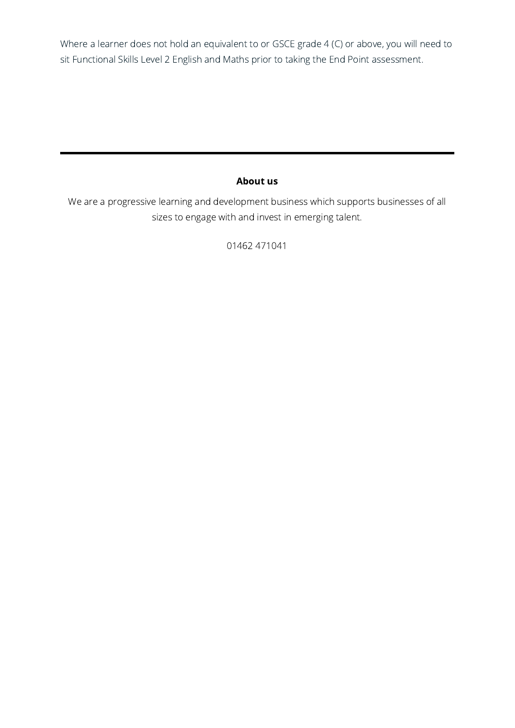Where a learner does not hold an equivalent to or GSCE grade 4 (C) or above, you will need to sit Functional Skills Level 2 English and Maths prior to taking the End Point assessment.

---

**About us**

We are a progressive learning and development business which supports businesses of all sizes to engage with and invest in emerging talent.

01462 471041